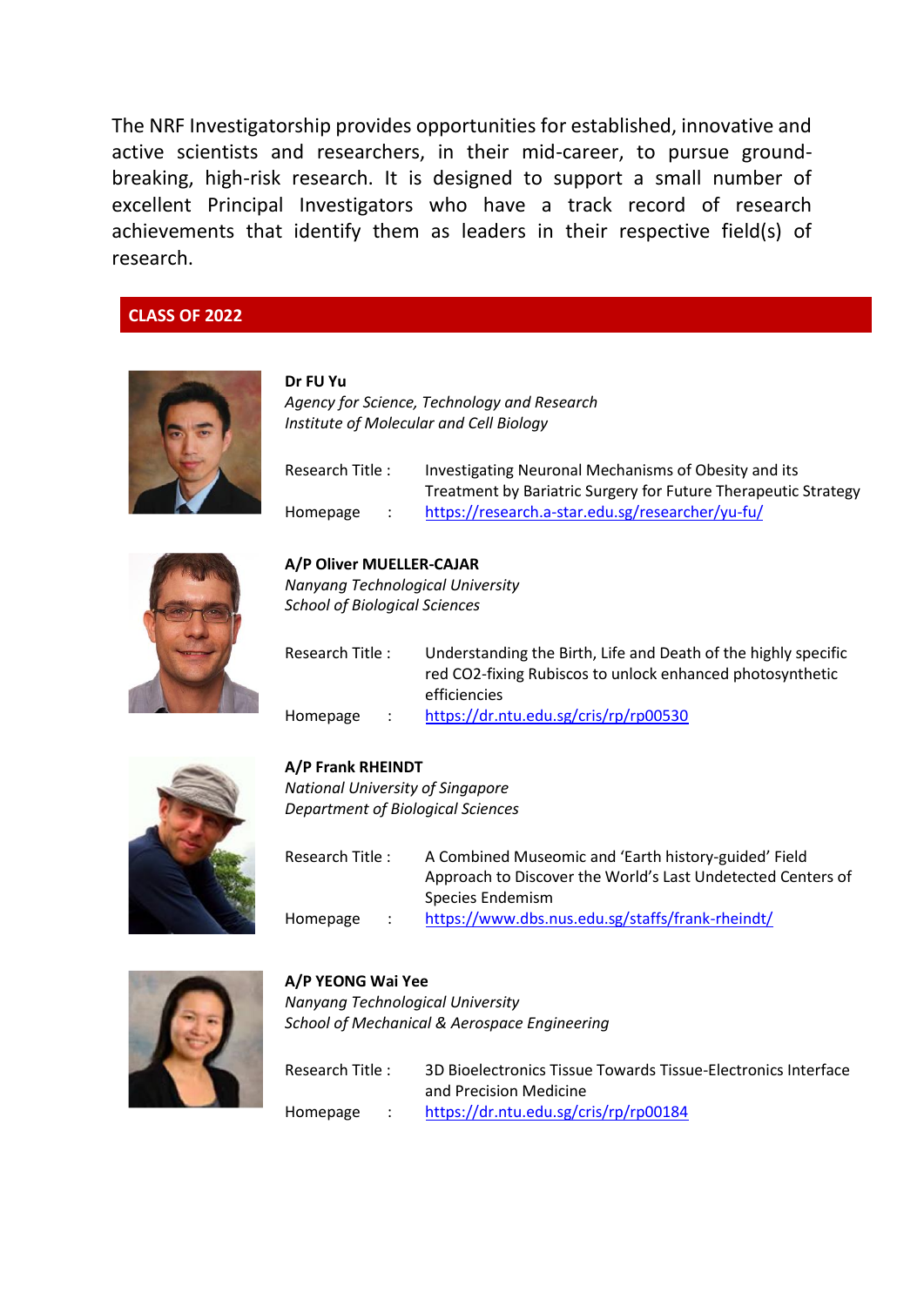The NRF Investigatorship provides opportunities for established, innovative and active scientists and researchers, in their mid-career, to pursue ground-breaking, high-risk research. It is designed to support a small number of excellent Principal Investigators who have a track record of research achievements that identify them as leaders in their respective field(s) of research.

## CLASS OF 2022

**Dr FU Yu**
*Agency for Science, Technology and Research*
*Institute of Molecular and Cell Biology*

Research Title : Investigating Neuronal Mechanisms of Obesity and its Treatment by Bariatric Surgery for Future Therapeutic Strategy
Homepage : https://research.a-star.edu.sg/researcher/yu-fu/

**A/P Oliver MUELLER-CAJAR**
*Nanyang Technological University*
*School of Biological Sciences*

Research Title : Understanding the Birth, Life and Death of the highly specific red CO2-fixing Rubiscos to unlock enhanced photosynthetic efficiencies
Homepage : https://dr.ntu.edu.sg/cris/rp/rp00530

**A/P Frank RHEINDT**
*National University of Singapore*
*Department of Biological Sciences*

Research Title : A Combined Museomic and 'Earth history-guided' Field Approach to Discover the World's Last Undetected Centers of Species Endemism
Homepage : https://www.dbs.nus.edu.sg/staffs/frank-rheindt/

**A/P YEONG Wai Yee**
*Nanyang Technological University*
*School of Mechanical & Aerospace Engineering*

Research Title : 3D Bioelectronics Tissue Towards Tissue-Electronics Interface and Precision Medicine
Homepage : https://dr.ntu.edu.sg/cris/rp/rp00184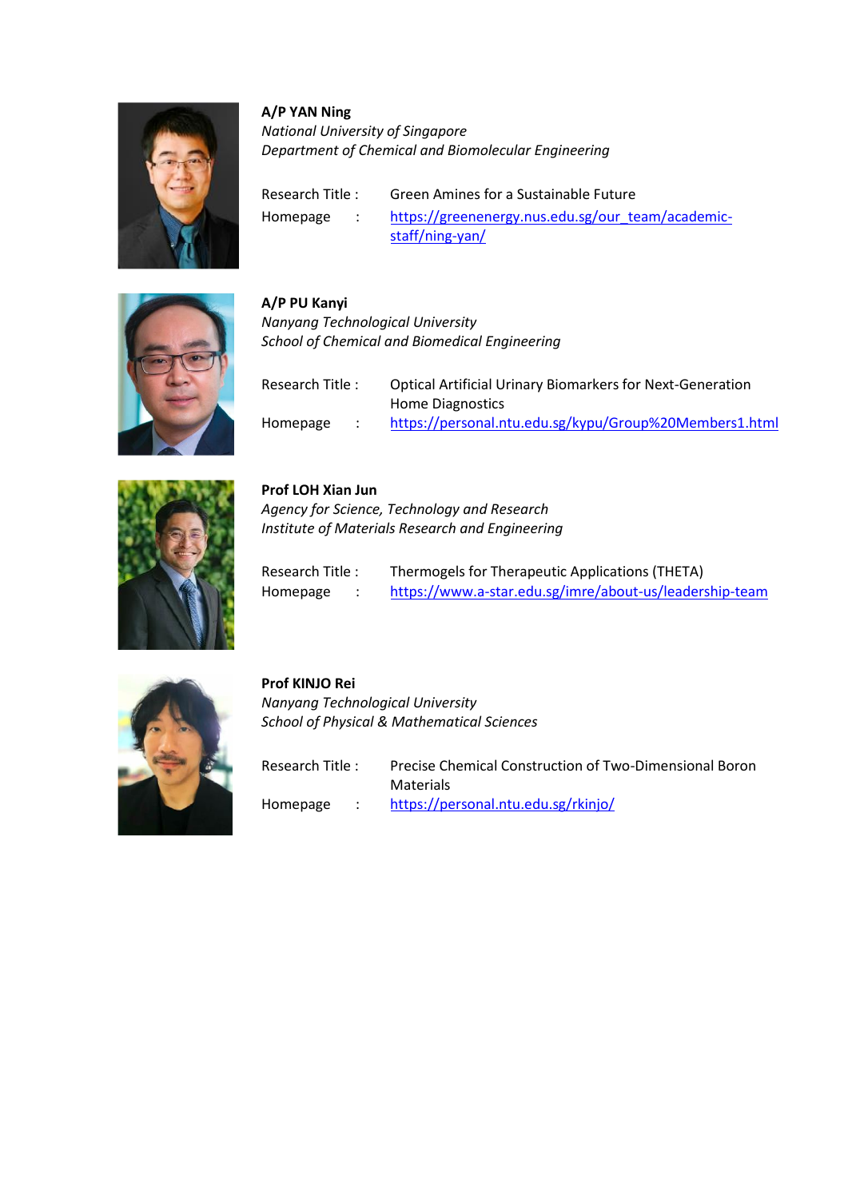**A/P YAN Ning**
*National University of Singapore*
*Department of Chemical and Biomolecular Engineering*

Research Title : Green Amines for a Sustainable Future
Homepage : https://greenenergy.nus.edu.sg/our_team/academic-staff/ning-yan/

**A/P PU Kanyi**
*Nanyang Technological University*
*School of Chemical and Biomedical Engineering*

Research Title : Optical Artificial Urinary Biomarkers for Next-Generation Home Diagnostics
Homepage : https://personal.ntu.edu.sg/kypu/Group%20Members1.html

**Prof LOH Xian Jun**
*Agency for Science, Technology and Research*
*Institute of Materials Research and Engineering*

Research Title : Thermogels for Therapeutic Applications (THETA)
Homepage : https://www.a-star.edu.sg/imre/about-us/leadership-team

**Prof KINJO Rei**
*Nanyang Technological University*
*School of Physical & Mathematical Sciences*

Research Title : Precise Chemical Construction of Two-Dimensional Boron Materials
Homepage : https://personal.ntu.edu.sg/rkinjo/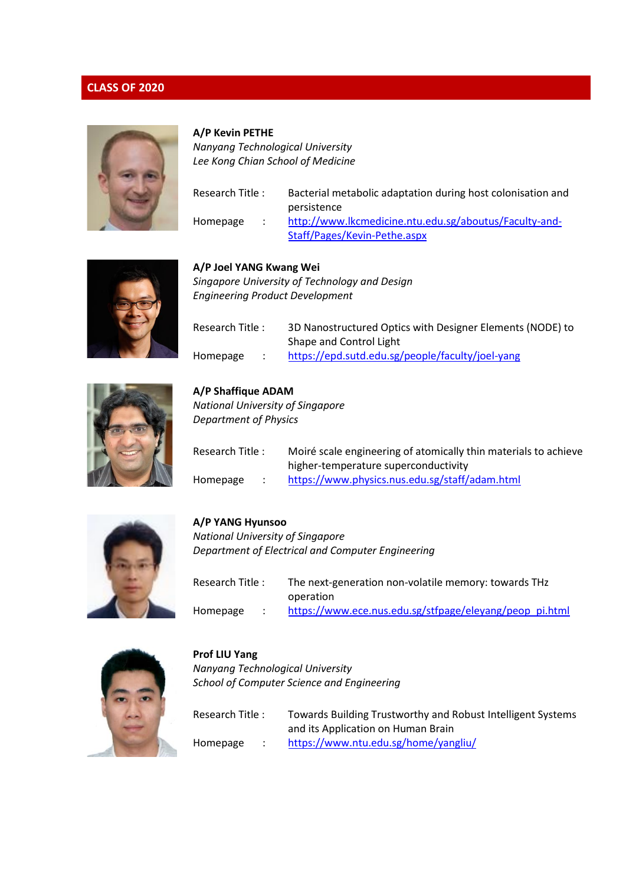## CLASS OF 2020

**A/P Kevin PETHE**
*Nanyang Technological University*
*Lee Kong Chian School of Medicine*

Research Title : Bacterial metabolic adaptation during host colonisation and persistence

Homepage : http://www.lkcmedicine.ntu.edu.sg/aboutus/Faculty-and-Staff/Pages/Kevin-Pethe.aspx

**A/P Joel YANG Kwang Wei**
*Singapore University of Technology and Design*
*Engineering Product Development*

Research Title : 3D Nanostructured Optics with Designer Elements (NODE) to Shape and Control Light

Homepage : https://epd.sutd.edu.sg/people/faculty/joel-yang

**A/P Shaffique ADAM**
*National University of Singapore*
*Department of Physics*

Research Title : Moiré scale engineering of atomically thin materials to achieve higher-temperature superconductivity

Homepage : https://www.physics.nus.edu.sg/staff/adam.html

**A/P YANG Hyunsoo**
*National University of Singapore*
*Department of Electrical and Computer Engineering*

Research Title : The next-generation non-volatile memory: towards THz operation

Homepage : https://www.ece.nus.edu.sg/stfpage/eleyang/peop_pi.html

**Prof LIU Yang**
*Nanyang Technological University*
*School of Computer Science and Engineering*

Research Title : Towards Building Trustworthy and Robust Intelligent Systems and its Application on Human Brain

Homepage : https://www.ntu.edu.sg/home/yangliu/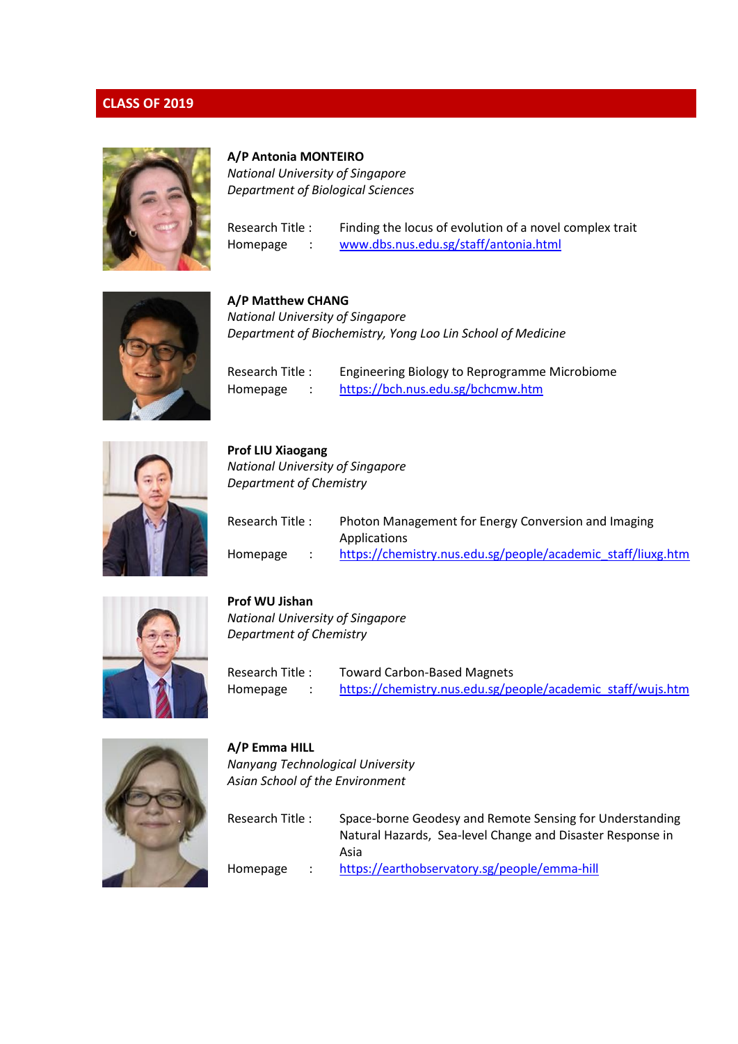## CLASS OF 2019

**A/P Antonia MONTEIRO**
*National University of Singapore*
*Department of Biological Sciences*

Research Title : Finding the locus of evolution of a novel complex trait
Homepage : www.dbs.nus.edu.sg/staff/antonia.html

**A/P Matthew CHANG**
*National University of Singapore*
*Department of Biochemistry, Yong Loo Lin School of Medicine*

Research Title : Engineering Biology to Reprogramme Microbiome
Homepage : https://bch.nus.edu.sg/bchcmw.htm

**Prof LIU Xiaogang**
*National University of Singapore*
*Department of Chemistry*

Research Title : Photon Management for Energy Conversion and Imaging Applications
Homepage : https://chemistry.nus.edu.sg/people/academic_staff/liuxg.htm

**Prof WU Jishan**
*National University of Singapore*
*Department of Chemistry*

Research Title : Toward Carbon-Based Magnets
Homepage : https://chemistry.nus.edu.sg/people/academic_staff/wujs.htm

**A/P Emma HILL**
*Nanyang Technological University*
*Asian School of the Environment*

Research Title : Space-borne Geodesy and Remote Sensing for Understanding Natural Hazards, Sea-level Change and Disaster Response in Asia
Homepage : https://earthobservatory.sg/people/emma-hill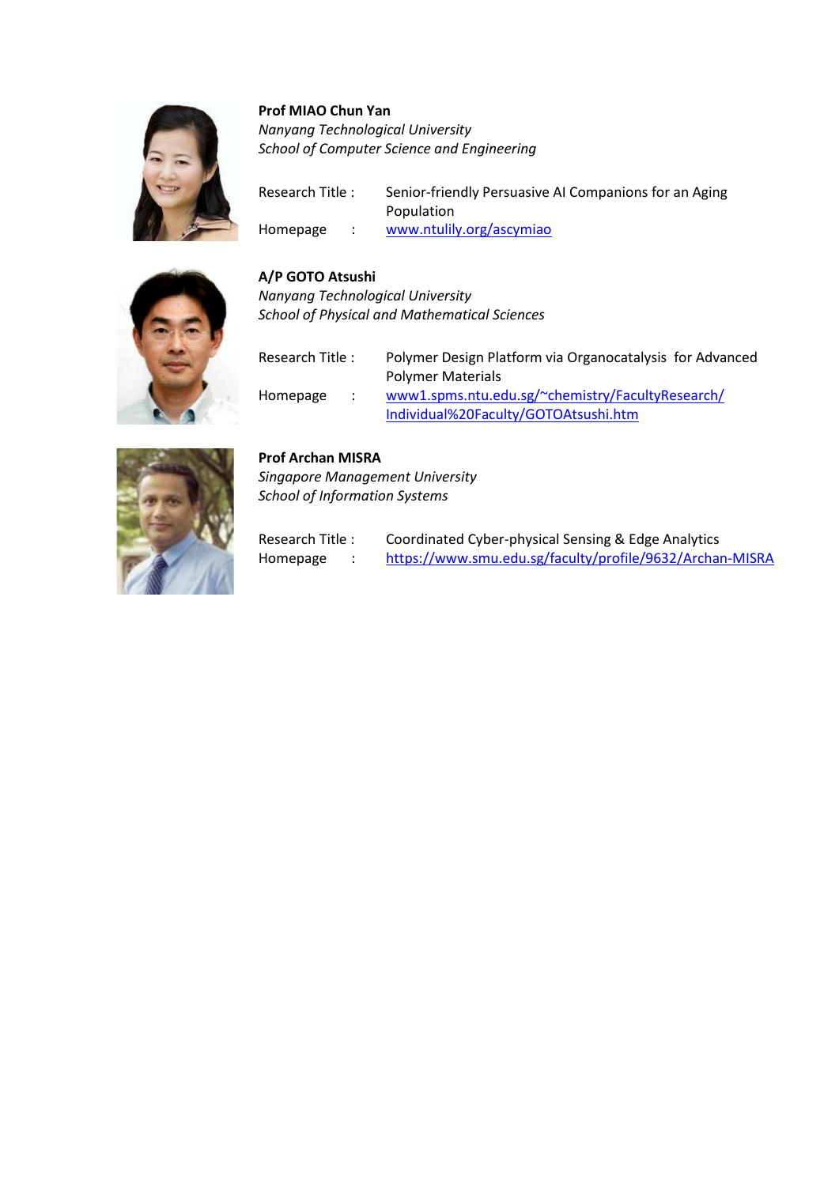**Prof MIAO Chun Yan**
*Nanyang Technological University*
*School of Computer Science and Engineering*

Research Title : Senior-friendly Persuasive AI Companions for an Aging Population
Homepage : [www.ntulily.org/ascymiao](http://www.ntulily.org/ascymiao)

**A/P GOTO Atsushi**
*Nanyang Technological University*
*School of Physical and Mathematical Sciences*

Research Title : Polymer Design Platform via Organocatalysis for Advanced Polymer Materials
Homepage : [www1.spms.ntu.edu.sg/~chemistry/FacultyResearch/Individual%20Faculty/GOTOAtsushi.htm](http://www1.spms.ntu.edu.sg/~chemistry/FacultyResearch/Individual%20Faculty/GOTOAtsushi.htm)

**Prof Archan MISRA**
*Singapore Management University*
*School of Information Systems*

Research Title : Coordinated Cyber-physical Sensing & Edge Analytics
Homepage : [https://www.smu.edu.sg/faculty/profile/9632/Archan-MISRA](https://www.smu.edu.sg/faculty/profile/9632/Archan-MISRA)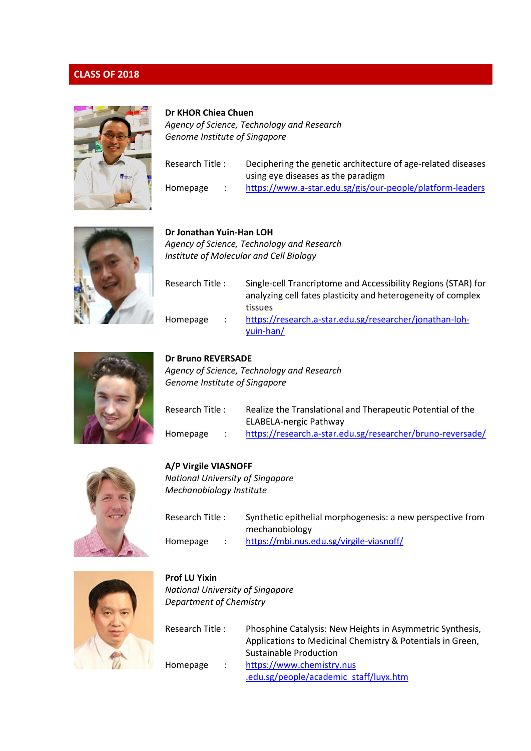## CLASS OF 2018

**Dr KHOR Chiea Chuen**
*Agency of Science, Technology and Research*
*Genome Institute of Singapore*

Research Title : Deciphering the genetic architecture of age-related diseases using eye diseases as the paradigm
Homepage : https://www.a-star.edu.sg/gis/our-people/platform-leaders

**Dr Jonathan Yuin-Han LOH**
*Agency of Science, Technology and Research*
*Institute of Molecular and Cell Biology*

Research Title : Single-cell Trancriptome and Accessibility Regions (STAR) for analyzing cell fates plasticity and heterogeneity of complex tissues
Homepage : https://research.a-star.edu.sg/researcher/jonathan-loh-yuin-han/

**Dr Bruno REVERSADE**
*Agency of Science, Technology and Research*
*Genome Institute of Singapore*

Research Title : Realize the Translational and Therapeutic Potential of the ELABELA-nergic Pathway
Homepage : https://research.a-star.edu.sg/researcher/bruno-reversade/

**A/P Virgile VIASNOFF**
*National University of Singapore*
*Mechanobiology Institute*

Research Title : Synthetic epithelial morphogenesis: a new perspective from mechanobiology
Homepage : https://mbi.nus.edu.sg/virgile-viasnoff/

**Prof LU Yixin**
*National University of Singapore*
*Department of Chemistry*

Research Title : Phosphine Catalysis: New Heights in Asymmetric Synthesis, Applications to Medicinal Chemistry & Potentials in Green, Sustainable Production
Homepage : https://www.chemistry.nus.edu.sg/people/academic_staff/luyx.htm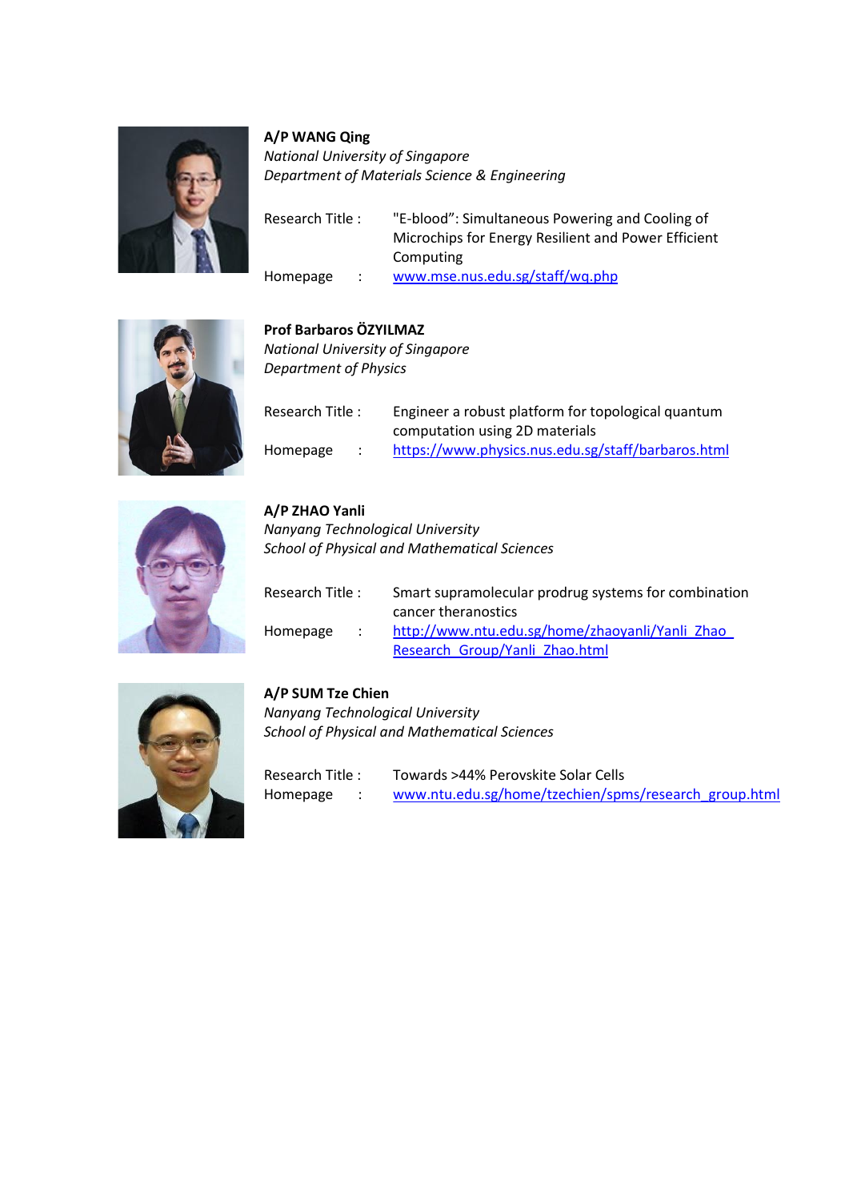**A/P WANG Qing**
*National University of Singapore*
*Department of Materials Science & Engineering*

Research Title : "E-blood": Simultaneous Powering and Cooling of Microchips for Energy Resilient and Power Efficient Computing

Homepage : www.mse.nus.edu.sg/staff/wq.php

**Prof Barbaros ÖZYILMAZ**
*National University of Singapore*
*Department of Physics*

Research Title : Engineer a robust platform for topological quantum computation using 2D materials

Homepage : https://www.physics.nus.edu.sg/staff/barbaros.html

**A/P ZHAO Yanli**
*Nanyang Technological University*
*School of Physical and Mathematical Sciences*

Research Title : Smart supramolecular prodrug systems for combination cancer theranostics

Homepage : http://www.ntu.edu.sg/home/zhaoyanli/Yanli_Zhao_Research_Group/Yanli_Zhao.html

**A/P SUM Tze Chien**
*Nanyang Technological University*
*School of Physical and Mathematical Sciences*

Research Title : Towards >44% Perovskite Solar Cells

Homepage : www.ntu.edu.sg/home/tzechien/spms/research_group.html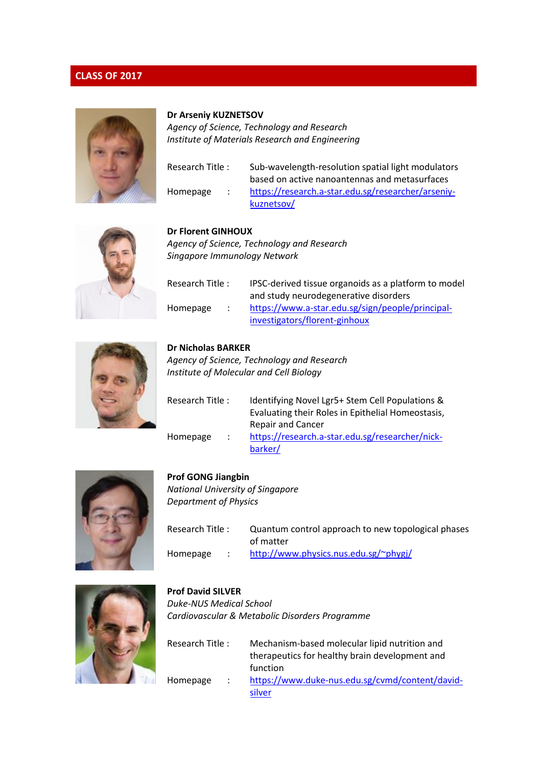## CLASS OF 2017

**Dr Arseniy KUZNETSOV**
*Agency of Science, Technology and Research*
*Institute of Materials Research and Engineering*

Research Title : Sub-wavelength-resolution spatial light modulators based on active nanoantennas and metasurfaces
Homepage : https://research.a-star.edu.sg/researcher/arseniy-kuznetsov/

**Dr Florent GINHOUX**
*Agency of Science, Technology and Research*
*Singapore Immunology Network*

Research Title : IPSC-derived tissue organoids as a platform to model and study neurodegenerative disorders
Homepage : https://www.a-star.edu.sg/sign/people/principal-investigators/florent-ginhoux

**Dr Nicholas BARKER**
*Agency of Science, Technology and Research*
*Institute of Molecular and Cell Biology*

Research Title : Identifying Novel Lgr5+ Stem Cell Populations & Evaluating their Roles in Epithelial Homeostasis, Repair and Cancer
Homepage : https://research.a-star.edu.sg/researcher/nick-barker/

**Prof GONG Jiangbin**
*National University of Singapore*
*Department of Physics*

Research Title : Quantum control approach to new topological phases of matter
Homepage : http://www.physics.nus.edu.sg/~phygj/

**Prof David SILVER**
*Duke-NUS Medical School*
*Cardiovascular & Metabolic Disorders Programme*

Research Title : Mechanism-based molecular lipid nutrition and therapeutics for healthy brain development and function
Homepage : https://www.duke-nus.edu.sg/cvmd/content/david-silver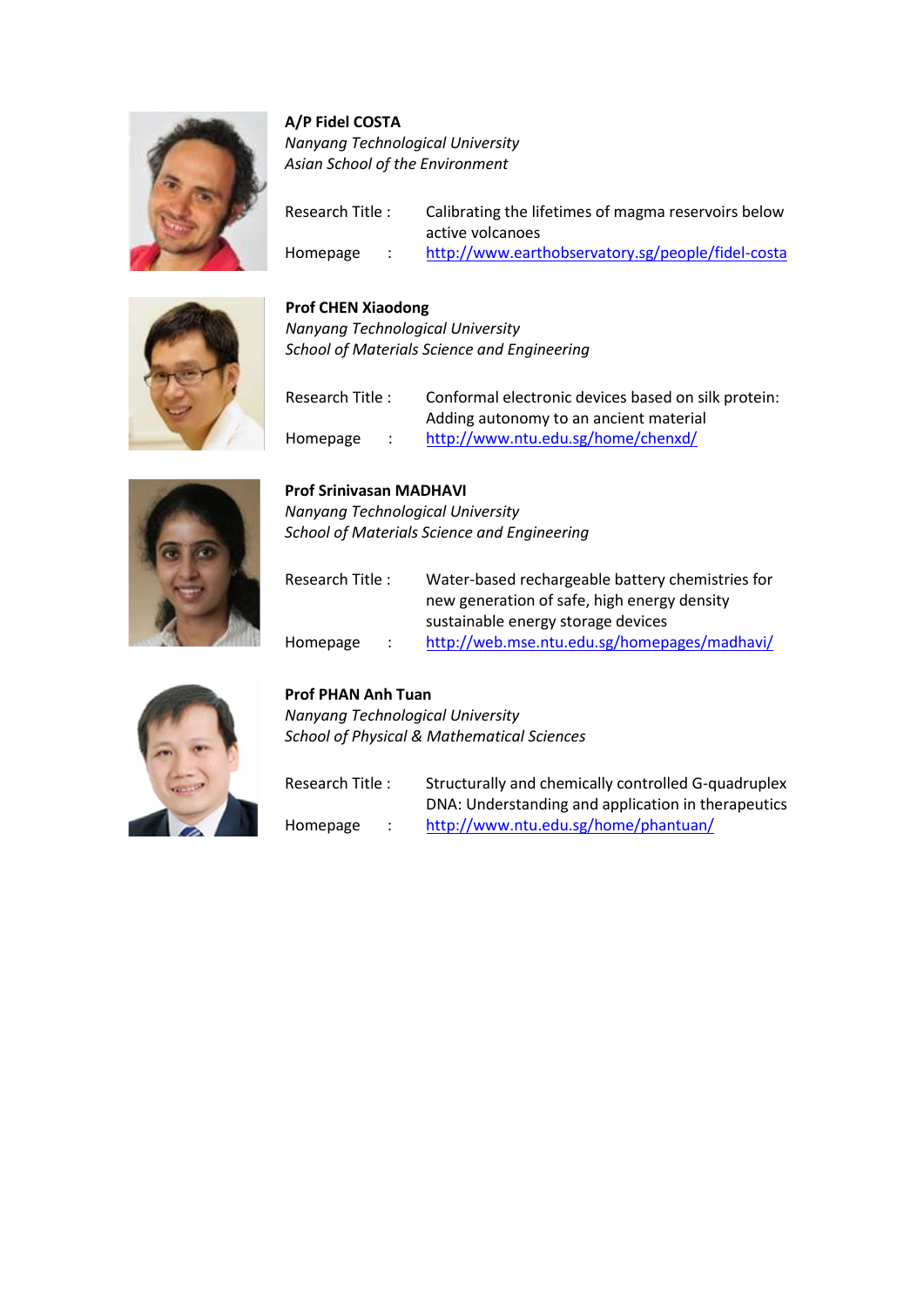**A/P Fidel COSTA**
*Nanyang Technological University*
*Asian School of the Environment*

Research Title : Calibrating the lifetimes of magma reservoirs below active volcanoes

Homepage : http://www.earthobservatory.sg/people/fidel-costa

**Prof CHEN Xiaodong**
*Nanyang Technological University*
*School of Materials Science and Engineering*

Research Title : Conformal electronic devices based on silk protein: Adding autonomy to an ancient material

Homepage : http://www.ntu.edu.sg/home/chenxd/

**Prof Srinivasan MADHAVI**
*Nanyang Technological University*
*School of Materials Science and Engineering*

Research Title : Water-based rechargeable battery chemistries for new generation of safe, high energy density sustainable energy storage devices

Homepage : http://web.mse.ntu.edu.sg/homepages/madhavi/

**Prof PHAN Anh Tuan**
*Nanyang Technological University*
*School of Physical & Mathematical Sciences*

Research Title : Structurally and chemically controlled G-quadruplex DNA: Understanding and application in therapeutics

Homepage : http://www.ntu.edu.sg/home/phantuan/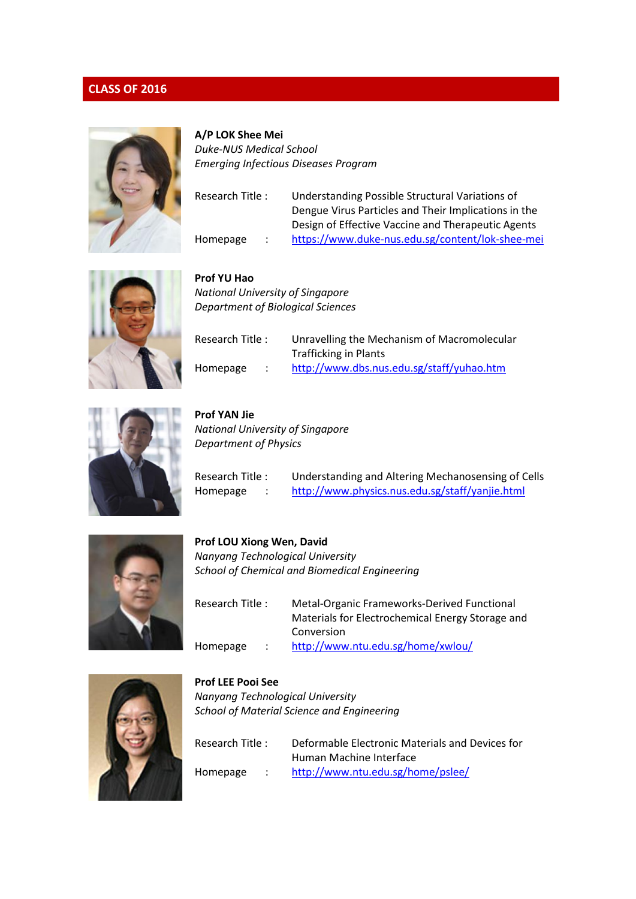## CLASS OF 2016

**A/P LOK Shee Mei**
*Duke-NUS Medical School*
*Emerging Infectious Diseases Program*

Research Title : Understanding Possible Structural Variations of Dengue Virus Particles and Their Implications in the Design of Effective Vaccine and Therapeutic Agents
Homepage : https://www.duke-nus.edu.sg/content/lok-shee-mei

**Prof YU Hao**
*National University of Singapore*
*Department of Biological Sciences*

Research Title : Unravelling the Mechanism of Macromolecular Trafficking in Plants
Homepage : http://www.dbs.nus.edu.sg/staff/yuhao.htm

**Prof YAN Jie**
*National University of Singapore*
*Department of Physics*

Research Title : Understanding and Altering Mechanosensing of Cells
Homepage : http://www.physics.nus.edu.sg/staff/yanjie.html

**Prof LOU Xiong Wen, David**
*Nanyang Technological University*
*School of Chemical and Biomedical Engineering*

Research Title : Metal-Organic Frameworks-Derived Functional Materials for Electrochemical Energy Storage and Conversion
Homepage : http://www.ntu.edu.sg/home/xwlou/

**Prof LEE Pooi See**
*Nanyang Technological University*
*School of Material Science and Engineering*

Research Title : Deformable Electronic Materials and Devices for Human Machine Interface
Homepage : http://www.ntu.edu.sg/home/pslee/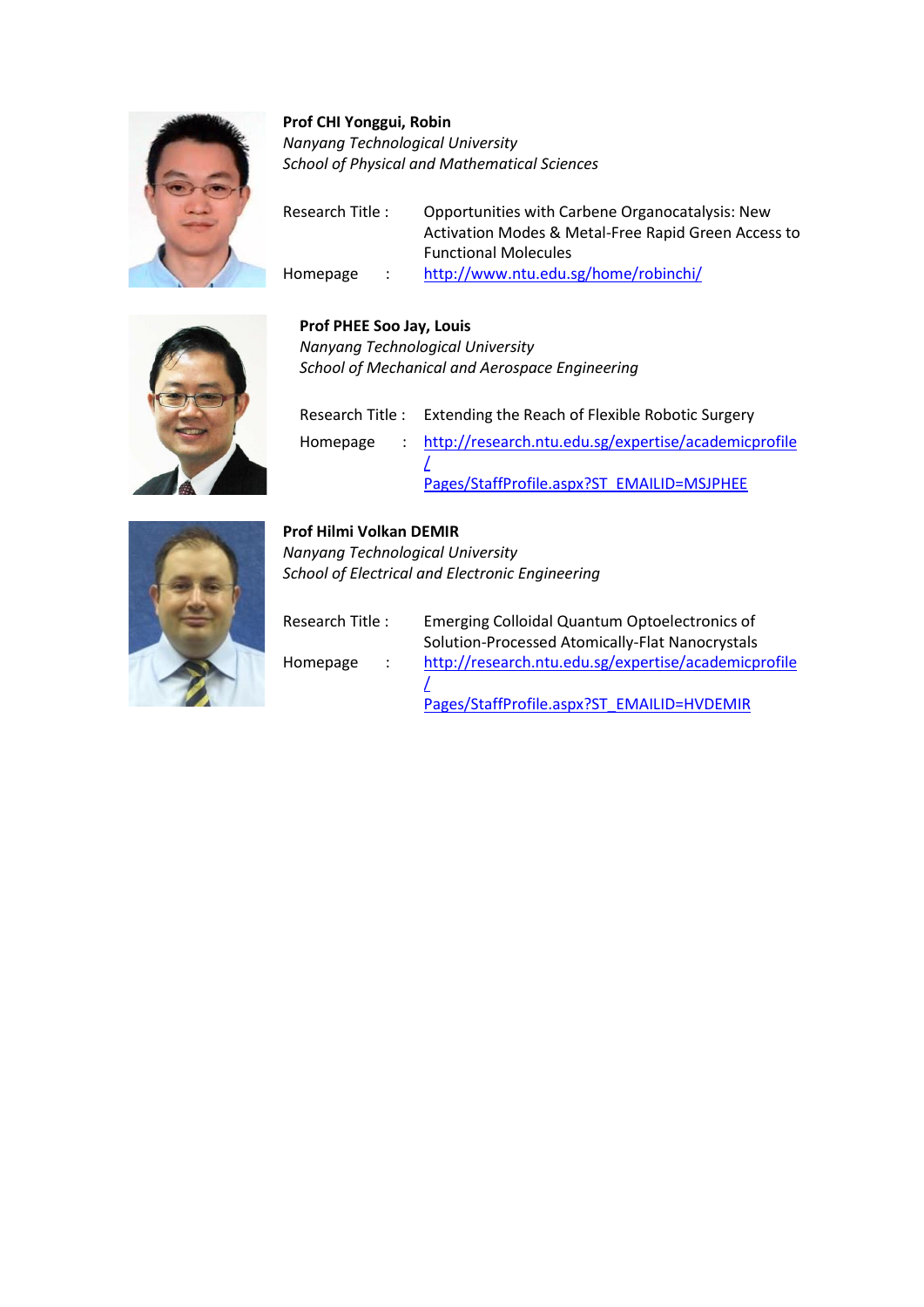**Prof CHI Yonggui, Robin**
*Nanyang Technological University*
*School of Physical and Mathematical Sciences*

Research Title : Opportunities with Carbene Organocatalysis: New Activation Modes & Metal-Free Rapid Green Access to Functional Molecules

Homepage : http://www.ntu.edu.sg/home/robinchi/

**Prof PHEE Soo Jay, Louis**
*Nanyang Technological University*
*School of Mechanical and Aerospace Engineering*

Research Title : Extending the Reach of Flexible Robotic Surgery

Homepage : http://research.ntu.edu.sg/expertise/academicprofile/Pages/StaffProfile.aspx?ST_EMAILID=MSJPHEE

**Prof Hilmi Volkan DEMIR**
*Nanyang Technological University*
*School of Electrical and Electronic Engineering*

Research Title : Emerging Colloidal Quantum Optoelectronics of Solution-Processed Atomically-Flat Nanocrystals

Homepage : http://research.ntu.edu.sg/expertise/academicprofile/Pages/StaffProfile.aspx?ST_EMAILID=HVDEMIR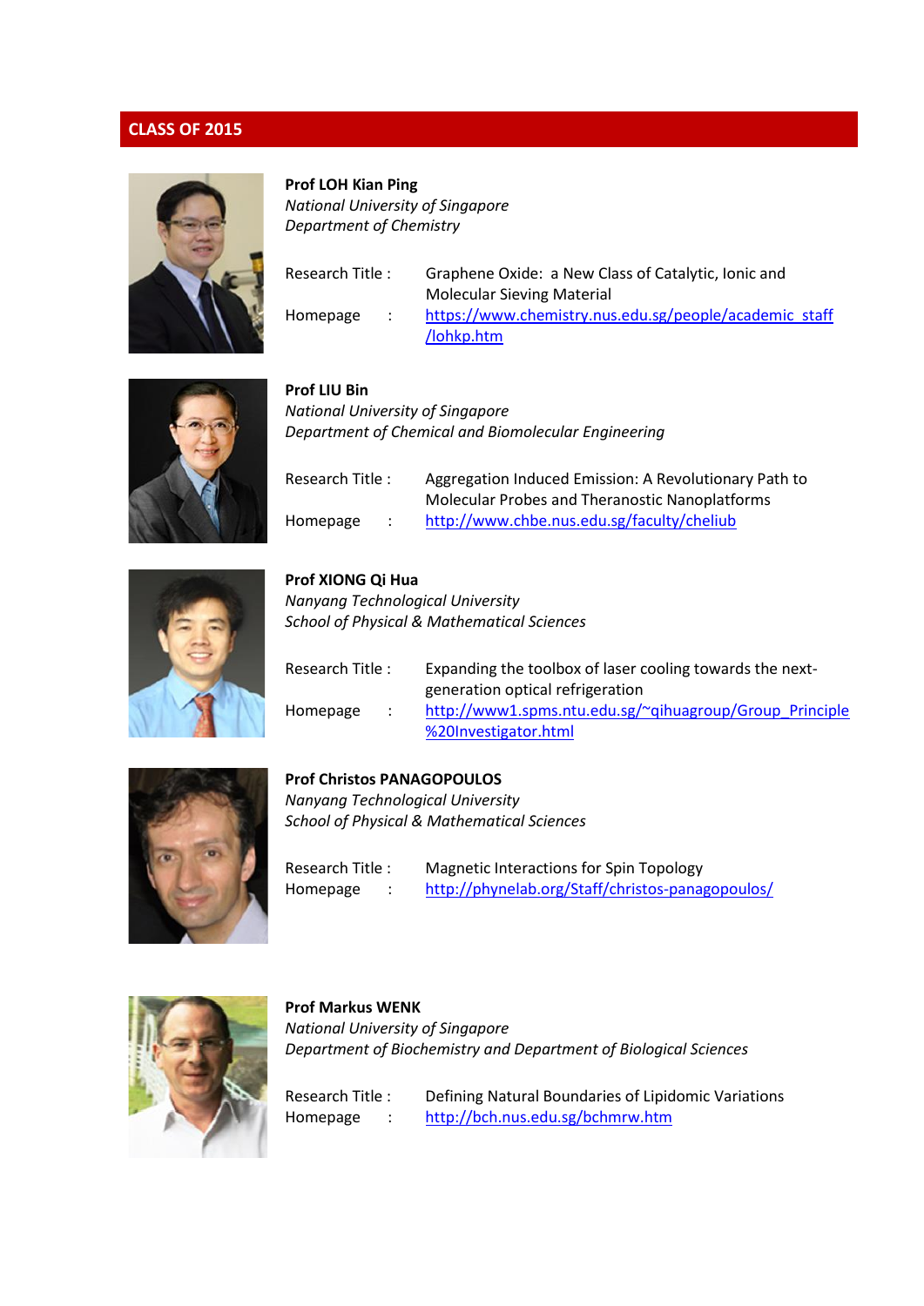## CLASS OF 2015

**Prof LOH Kian Ping**
*National University of Singapore*
*Department of Chemistry*

Research Title : Graphene Oxide: a New Class of Catalytic, Ionic and Molecular Sieving Material
Homepage : https://www.chemistry.nus.edu.sg/people/academic_staff/lohkp.htm

**Prof LIU Bin**
*National University of Singapore*
*Department of Chemical and Biomolecular Engineering*

Research Title : Aggregation Induced Emission: A Revolutionary Path to Molecular Probes and Theranostic Nanoplatforms
Homepage : http://www.chbe.nus.edu.sg/faculty/cheliub

**Prof XIONG Qi Hua**
*Nanyang Technological University*
*School of Physical & Mathematical Sciences*

Research Title : Expanding the toolbox of laser cooling towards the next-generation optical refrigeration
Homepage : http://www1.spms.ntu.edu.sg/~qihuagroup/Group_Principle%20Investigator.html

**Prof Christos PANAGOPOULOS**
*Nanyang Technological University*
*School of Physical & Mathematical Sciences*

Research Title : Magnetic Interactions for Spin Topology
Homepage : http://phynelab.org/Staff/christos-panagopoulos/

**Prof Markus WENK**
*National University of Singapore*
*Department of Biochemistry and Department of Biological Sciences*

Research Title : Defining Natural Boundaries of Lipidomic Variations
Homepage : http://bch.nus.edu.sg/bchmrw.htm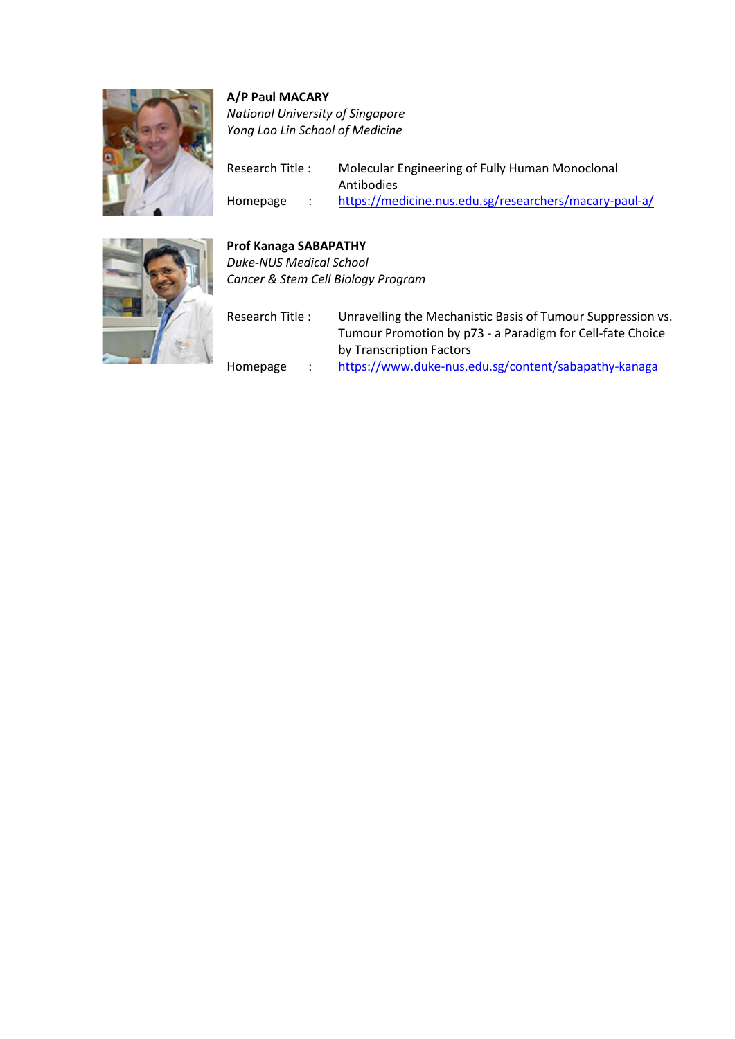**A/P Paul MACARY**
*National University of Singapore*
*Yong Loo Lin School of Medicine*

Research Title : Molecular Engineering of Fully Human Monoclonal Antibodies
Homepage : https://medicine.nus.edu.sg/researchers/macary-paul-a/

**Prof Kanaga SABAPATHY**
*Duke-NUS Medical School*
*Cancer & Stem Cell Biology Program*

Research Title : Unravelling the Mechanistic Basis of Tumour Suppression vs. Tumour Promotion by p73 - a Paradigm for Cell-fate Choice by Transcription Factors
Homepage : https://www.duke-nus.edu.sg/content/sabapathy-kanaga